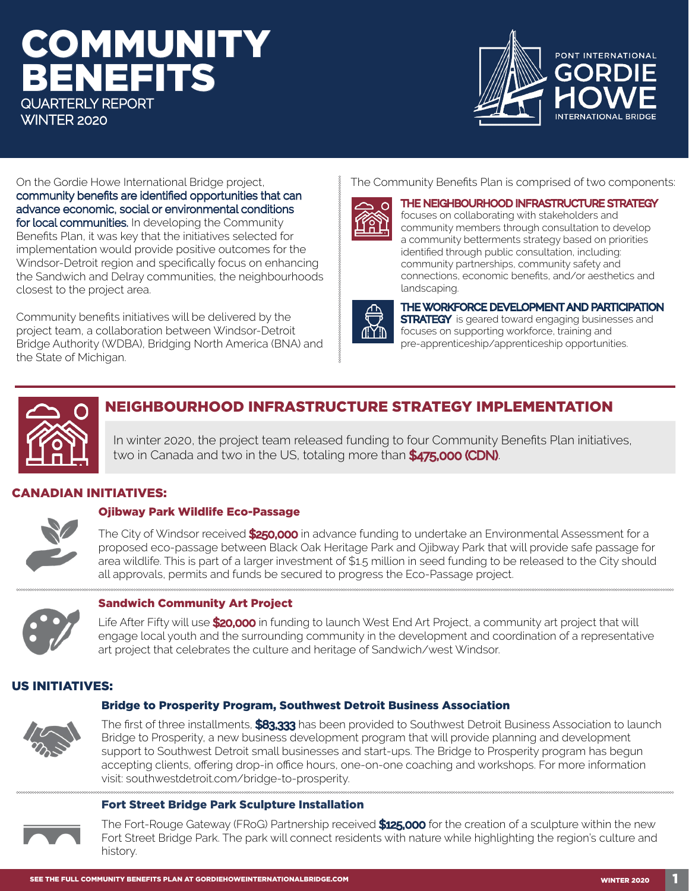# COMMUNITY BENEFITS

QUARTERLY REPORT
WINTER 2020

PONT INTERNATIONAL GORDIE HOWE INTERNATIONAL BRIDGE

On the Gordie Howe International Bridge project, **community benefits are identified opportunities that can advance economic, social or environmental conditions for local communities.** In developing the Community Benefits Plan, it was key that the initiatives selected for implementation would provide positive outcomes for the Windsor-Detroit region and specifically focus on enhancing the Sandwich and Delray communities, the neighbourhoods closest to the project area.

Community benefits initiatives will be delivered by the project team, a collaboration between Windsor-Detroit Bridge Authority (WDBA), Bridging North America (BNA) and the State of Michigan.

The Community Benefits Plan is comprised of two components:

**THE NEIGHBOURHOOD INFRASTRUCTURE STRATEGY** focuses on collaborating with stakeholders and community members through consultation to develop a community betterments strategy based on priorities identified through public consultation, including: community partnerships, community safety and connections, economic benefits, and/or aesthetics and landscaping.

**THE WORKFORCE DEVELOPMENT AND PARTICIPATION STRATEGY** is geared toward engaging businesses and focuses on supporting workforce, training and pre-apprenticeship/apprenticeship opportunities.

## NEIGHBOURHOOD INFRASTRUCTURE STRATEGY IMPLEMENTATION

In winter 2020, the project team released funding to four Community Benefits Plan initiatives, two in Canada and two in the US, totaling more than **$475,000 (CDN)**.

### CANADIAN INITIATIVES:

#### Ojibway Park Wildlife Eco-Passage

The City of Windsor received **$250,000** in advance funding to undertake an Environmental Assessment for a proposed eco-passage between Black Oak Heritage Park and Ojibway Park that will provide safe passage for area wildlife. This is part of a larger investment of $1.5 million in seed funding to be released to the City should all approvals, permits and funds be secured to progress the Eco-Passage project.

#### Sandwich Community Art Project

Life After Fifty will use **$20,000** in funding to launch West End Art Project, a community art project that will engage local youth and the surrounding community in the development and coordination of a representative art project that celebrates the culture and heritage of Sandwich/west Windsor.

### US INITIATIVES:

#### Bridge to Prosperity Program, Southwest Detroit Business Association

The first of three installments, **$83,333** has been provided to Southwest Detroit Business Association to launch Bridge to Prosperity, a new business development program that will provide planning and development support to Southwest Detroit small businesses and start-ups. The Bridge to Prosperity program has begun accepting clients, offering drop-in office hours, one-on-one coaching and workshops. For more information visit: southwestdetroit.com/bridge-to-prosperity.

#### Fort Street Bridge Park Sculpture Installation

The Fort-Rouge Gateway (FRoG) Partnership received **$125,000** for the creation of a sculpture within the new Fort Street Bridge Park. The park will connect residents with nature while highlighting the region's culture and history.

SEE THE FULL COMMUNITY BENEFITS PLAN AT GORDIEHOWEINTERNATIONALBRIDGE.COM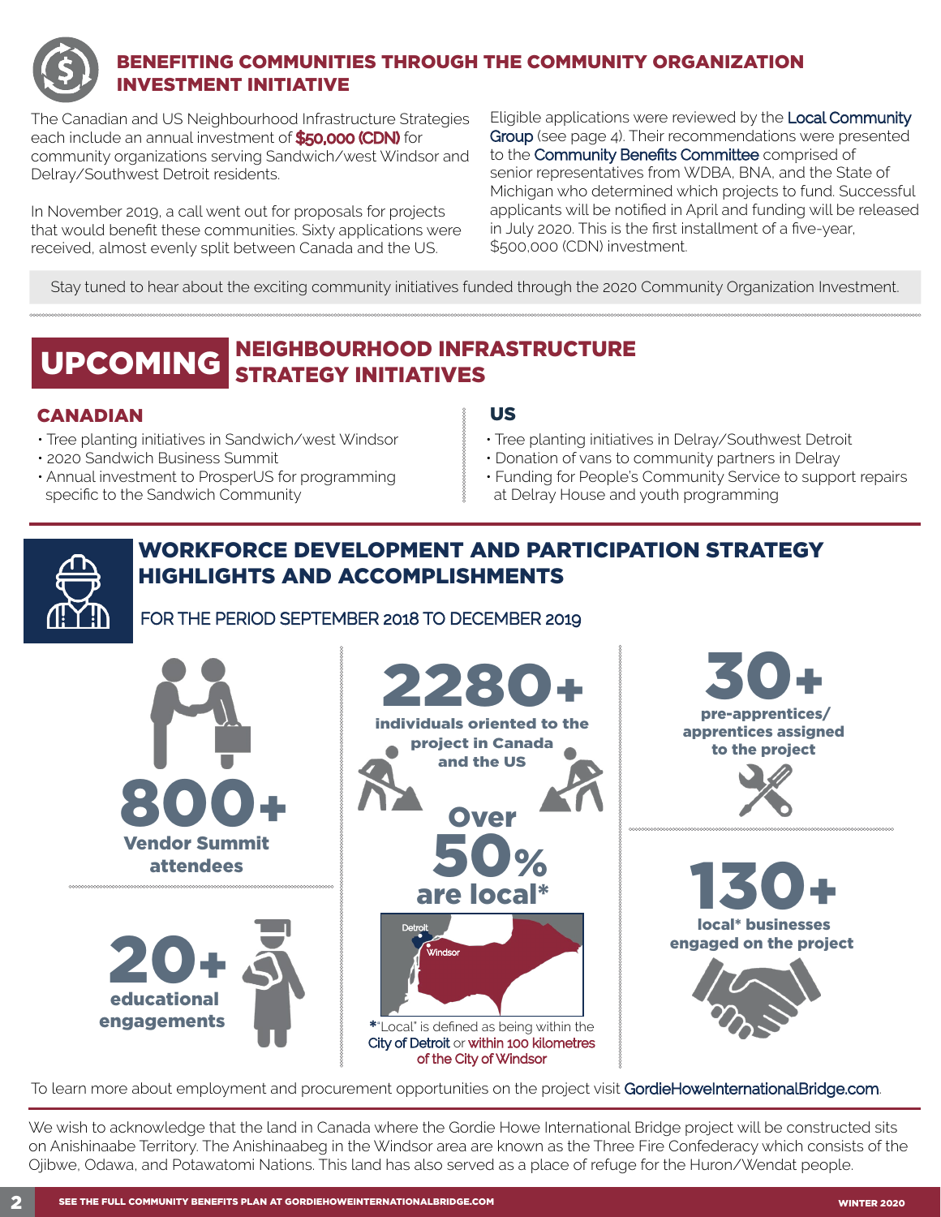## BENEFITING COMMUNITIES THROUGH THE COMMUNITY ORGANIZATION INVESTMENT INITIATIVE

The Canadian and US Neighbourhood Infrastructure Strategies each include an annual investment of **$50,000 (CDN)** for community organizations serving Sandwich/west Windsor and Delray/Southwest Detroit residents.

In November 2019, a call went out for proposals for projects that would benefit these communities. Sixty applications were received, almost evenly split between Canada and the US.

Eligible applications were reviewed by the Local Community Group (see page 4). Their recommendations were presented to the Community Benefits Committee comprised of senior representatives from WDBA, BNA, and the State of Michigan who determined which projects to fund. Successful applicants will be notified in April and funding will be released in July 2020. This is the first installment of a five-year, $500,000 (CDN) investment.

Stay tuned to hear about the exciting community initiatives funded through the 2020 Community Organization Investment.

## UPCOMING NEIGHBOURHOOD INFRASTRUCTURE STRATEGY INITIATIVES

### CANADIAN

- Tree planting initiatives in Sandwich/west Windsor
- 2020 Sandwich Business Summit
- Annual investment to ProsperUS for programming specific to the Sandwich Community

### US

- Tree planting initiatives in Delray/Southwest Detroit
- Donation of vans to community partners in Delray
- Funding for People's Community Service to support repairs at Delray House and youth programming

## WORKFORCE DEVELOPMENT AND PARTICIPATION STRATEGY HIGHLIGHTS AND ACCOMPLISHMENTS

FOR THE PERIOD SEPTEMBER 2018 TO DECEMBER 2019

**800+** Vendor Summit attendees

**20+** educational engagements

**2280+** individuals oriented to the project in Canada and the US

**Over 50%** are local*

Detroit
Windsor

*"Local" is defined as being within the City of Detroit or within 100 kilometres of the City of Windsor

**30+** pre-apprentices/apprentices assigned to the project

**130+** local* businesses engaged on the project

To learn more about employment and procurement opportunities on the project visit GordieHoweInternationalBridge.com.

We wish to acknowledge that the land in Canada where the Gordie Howe International Bridge project will be constructed sits on Anishinaabe Territory. The Anishinaabeg in the Windsor area are known as the Three Fire Confederacy which consists of the Ojibwe, Odawa, and Potawatomi Nations. This land has also served as a place of refuge for the Huron/Wendat people.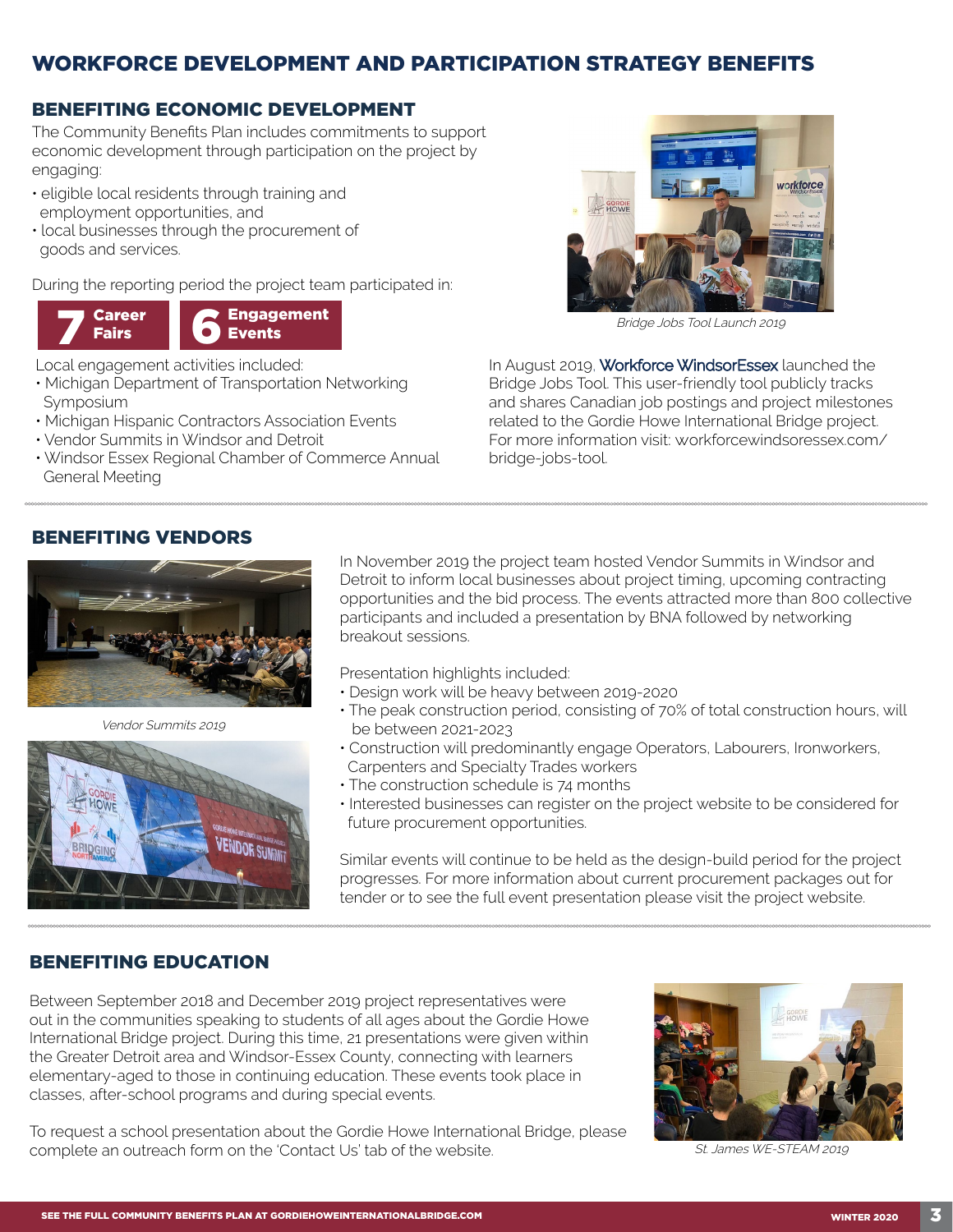# WORKFORCE DEVELOPMENT AND PARTICIPATION STRATEGY BENEFITS

## BENEFITING ECONOMIC DEVELOPMENT

The Community Benefits Plan includes commitments to support economic development through participation on the project by engaging:

- eligible local residents through training and employment opportunities, and
- local businesses through the procurement of goods and services.

During the reporting period the project team participated in:

**7 Career Fairs** **6 Engagement Events**

Local engagement activities included:

- Michigan Department of Transportation Networking Symposium
- Michigan Hispanic Contractors Association Events
- Vendor Summits in Windsor and Detroit
- Windsor Essex Regional Chamber of Commerce Annual General Meeting

*Bridge Jobs Tool Launch 2019*

In August 2019, Workforce WindsorEssex launched the Bridge Jobs Tool. This user-friendly tool publicly tracks and shares Canadian job postings and project milestones related to the Gordie Howe International Bridge project. For more information visit: workforcewindsoressex.com/bridge-jobs-tool.

## BENEFITING VENDORS

*Vendor Summits 2019*

In November 2019 the project team hosted Vendor Summits in Windsor and Detroit to inform local businesses about project timing, upcoming contracting opportunities and the bid process. The events attracted more than 800 collective participants and included a presentation by BNA followed by networking breakout sessions.

Presentation highlights included:

- Design work will be heavy between 2019-2020
- The peak construction period, consisting of 70% of total construction hours, will be between 2021-2023
- Construction will predominantly engage Operators, Labourers, Ironworkers, Carpenters and Specialty Trades workers
- The construction schedule is 74 months
- Interested businesses can register on the project website to be considered for future procurement opportunities.

Similar events will continue to be held as the design-build period for the project progresses. For more information about current procurement packages out for tender or to see the full event presentation please visit the project website.

## BENEFITING EDUCATION

Between September 2018 and December 2019 project representatives were out in the communities speaking to students of all ages about the Gordie Howe International Bridge project. During this time, 21 presentations were given within the Greater Detroit area and Windsor-Essex County, connecting with learners elementary-aged to those in continuing education. These events took place in classes, after-school programs and during special events.

To request a school presentation about the Gordie Howe International Bridge, please complete an outreach form on the 'Contact Us' tab of the website.

*St. James WE-STEAM 2019*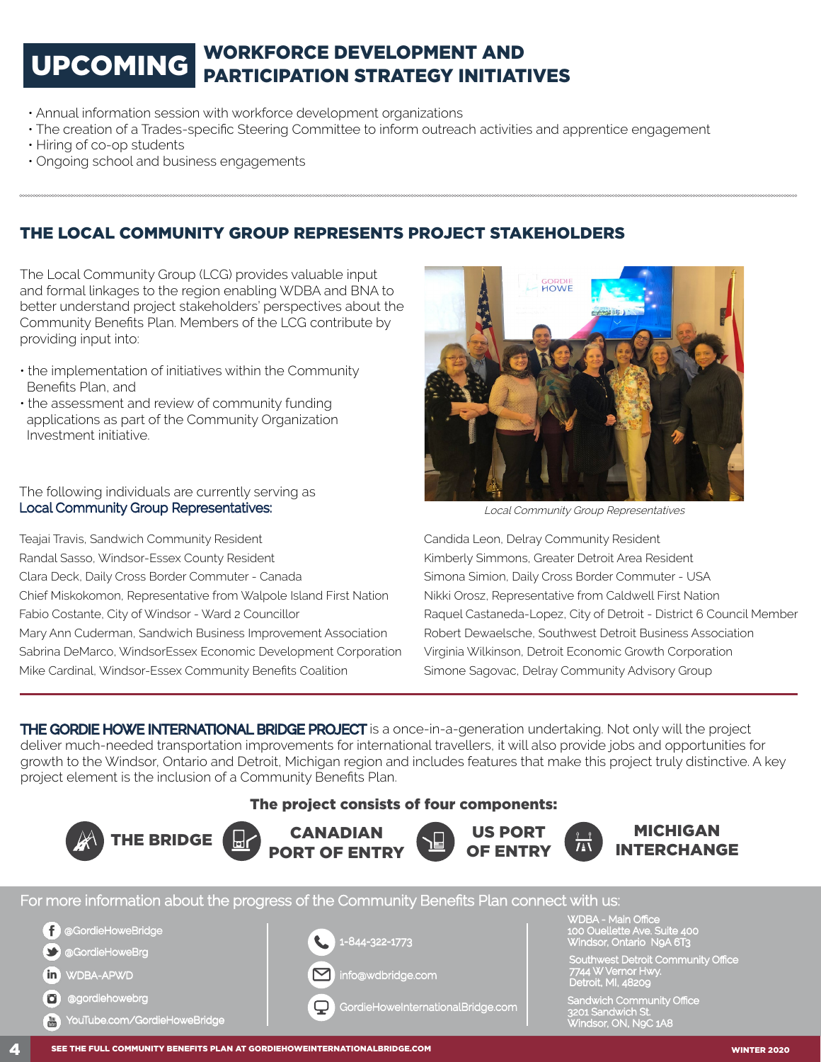# UPCOMING WORKFORCE DEVELOPMENT AND PARTICIPATION STRATEGY INITIATIVES

- Annual information session with workforce development organizations
- The creation of a Trades-specific Steering Committee to inform outreach activities and apprentice engagement
- Hiring of co-op students
- Ongoing school and business engagements

## THE LOCAL COMMUNITY GROUP REPRESENTS PROJECT STAKEHOLDERS

The Local Community Group (LCG) provides valuable input and formal linkages to the region enabling WDBA and BNA to better understand project stakeholders' perspectives about the Community Benefits Plan. Members of the LCG contribute by providing input into:

- the implementation of initiatives within the Community Benefits Plan, and
- the assessment and review of community funding applications as part of the Community Organization Investment initiative.

*Local Community Group Representatives*

The following individuals are currently serving as **Local Community Group Representatives:**

Teajai Travis, Sandwich Community Resident
Randal Sasso, Windsor-Essex County Resident
Clara Deck, Daily Cross Border Commuter - Canada
Chief Miskokomon, Representative from Walpole Island First Nation
Fabio Costante, City of Windsor - Ward 2 Councillor
Mary Ann Cuderman, Sandwich Business Improvement Association
Sabrina DeMarco, WindsorEssex Economic Development Corporation
Mike Cardinal, Windsor-Essex Community Benefits Coalition
Candida Leon, Delray Community Resident
Kimberly Simmons, Greater Detroit Area Resident
Simona Simion, Daily Cross Border Commuter - USA
Nikki Orosz, Representative from Caldwell First Nation
Raquel Castaneda-Lopez, City of Detroit - District 6 Council Member
Robert Dewaelsche, Southwest Detroit Business Association
Virginia Wilkinson, Detroit Economic Growth Corporation
Simone Sagovac, Delray Community Advisory Group

**THE GORDIE HOWE INTERNATIONAL BRIDGE PROJECT** is a once-in-a-generation undertaking. Not only will the project deliver much-needed transportation improvements for international travellers, it will also provide jobs and opportunities for growth to the Windsor, Ontario and Detroit, Michigan region and includes features that make this project truly distinctive. A key project element is the inclusion of a Community Benefits Plan.

**The project consists of four components:**

THE BRIDGE
CANADIAN PORT OF ENTRY
US PORT OF ENTRY
MICHIGAN INTERCHANGE

For more information about the progress of the Community Benefits Plan connect with us:

@GordieHoweBridge
@GordieHoweBrg
WDBA-APWD
@gordiehowebrg
YouTube.com/GordieHoweBridge

1-844-322-1773
info@wdbridge.com
GordieHoweInternationalBridge.com

WDBA - Main Office
100 Ouellette Ave. Suite 400
Windsor, Ontario N9A 6T3

Southwest Detroit Community Office
7744 W Vernor Hwy.
Detroit, MI, 48209

Sandwich Community Office
3201 Sandwich St.
Windsor, ON, N9C 1A8

SEE THE FULL COMMUNITY BENEFITS PLAN AT GORDIEHOWEINTERNATIONALBRIDGE.COM

WINTER 2020